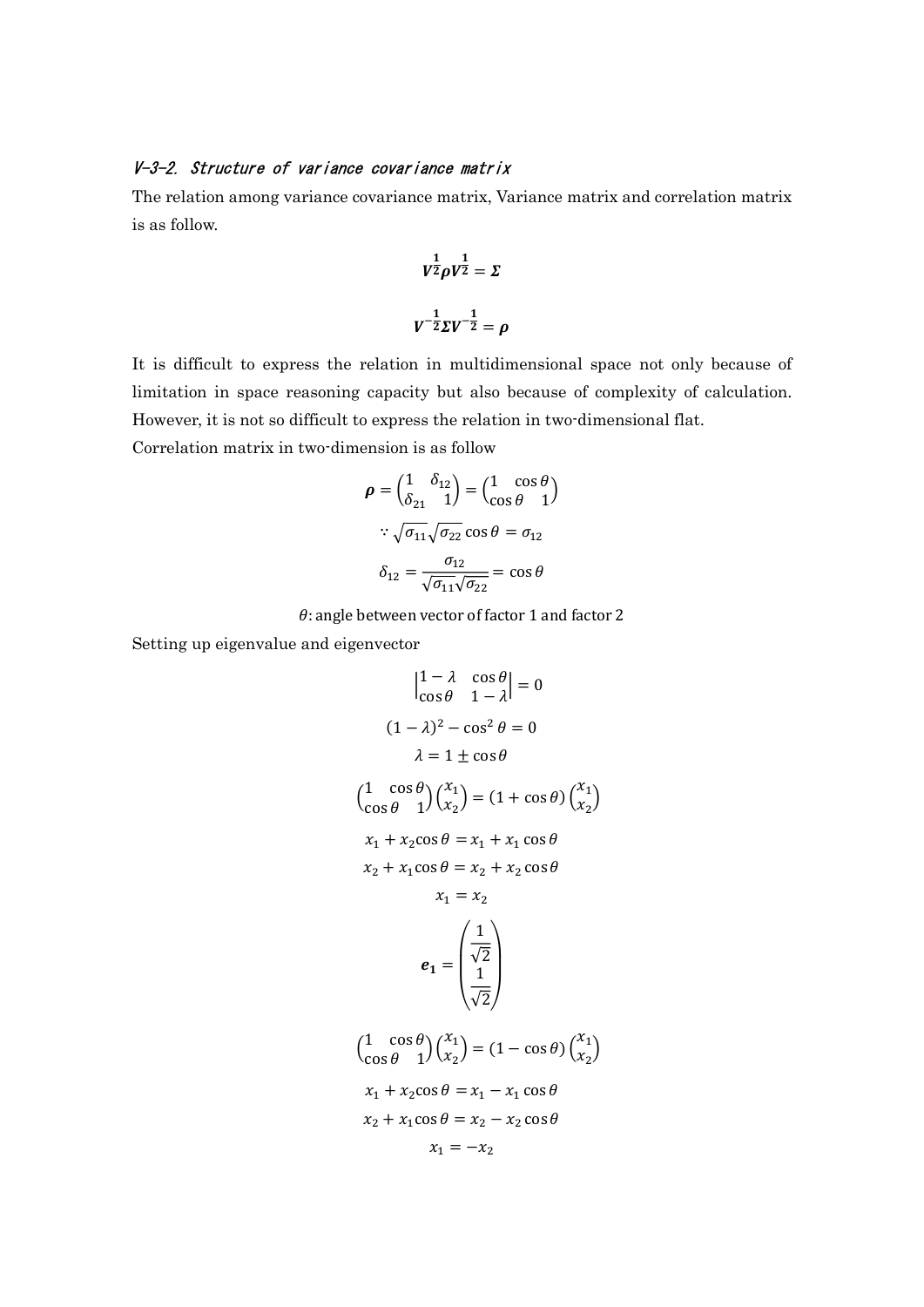### V-3-2. Structure of variance covariance matrix

The relation among variance covariance matrix, Variance matrix and correlation matrix is as follow.

$$\boldsymbol{V^{\frac{1}{2}}\rho V^{\frac{1}{2}} = \Sigma}$$

$$\boldsymbol{V^{-\frac{1}{2}}\Sigma V^{-\frac{1}{2}} = \rho}$$

It is difficult to express the relation in multidimensional space not only because of limitation in space reasoning capacity but also because of complexity of calculation. However, it is not so difficult to express the relation in two-dimensional flat.

Correlation matrix in two-dimension is as follow

$$\boldsymbol{\rho} = \begin{pmatrix} 1 & \delta_{12} \\ \delta_{21} & 1 \end{pmatrix} = \begin{pmatrix} 1 & \cos\theta \\ \cos\theta & 1 \end{pmatrix}$$

$$\because \sqrt{\sigma_{11}}\sqrt{\sigma_{22}}\cos\theta = \sigma_{12}$$

$$\delta_{12} = \frac{\sigma_{12}}{\sqrt{\sigma_{11}}\sqrt{\sigma_{22}}} = \cos\theta$$

$\theta$: angle between vector of factor 1 and factor 2

Setting up eigenvalue and eigenvector

$$\begin{vmatrix} 1-\lambda & \cos\theta \\ \cos\theta & 1-\lambda \end{vmatrix} = 0$$

$$(1-\lambda)^2 - \cos^2\theta = 0$$

$$\lambda = 1 \pm \cos\theta$$

$$\begin{pmatrix} 1 & \cos\theta \\ \cos\theta & 1 \end{pmatrix}\begin{pmatrix} x_1 \\ x_2 \end{pmatrix} = (1+\cos\theta)\begin{pmatrix} x_1 \\ x_2 \end{pmatrix}$$

$$x_1 + x_2\cos\theta = x_1 + x_1\cos\theta$$

$$x_2 + x_1\cos\theta = x_2 + x_2\cos\theta$$

$$x_1 = x_2$$

$$\boldsymbol{e_1} = \begin{pmatrix} \frac{1}{\sqrt{2}} \\ \frac{1}{\sqrt{2}} \end{pmatrix}$$

$$\begin{pmatrix} 1 & \cos\theta \\ \cos\theta & 1 \end{pmatrix}\begin{pmatrix} x_1 \\ x_2 \end{pmatrix} = (1-\cos\theta)\begin{pmatrix} x_1 \\ x_2 \end{pmatrix}$$

$$x_1 + x_2\cos\theta = x_1 - x_1\cos\theta$$

$$x_2 + x_1\cos\theta = x_2 - x_2\cos\theta$$

$$x_1 = -x_2$$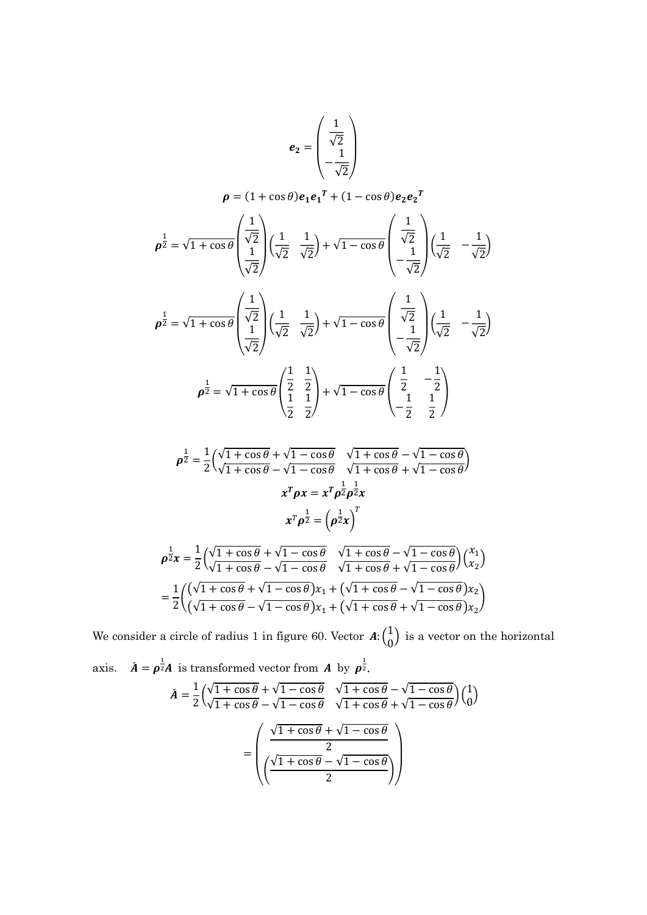$$e_2 = \begin{pmatrix} \frac{1}{\sqrt{2}} \\ -\frac{1}{\sqrt{2}} \end{pmatrix}$$

$$\boldsymbol{\rho} = (1 + \cos\theta)\boldsymbol{e_1}\boldsymbol{e_1}^T + (1 - \cos\theta)\boldsymbol{e_2}\boldsymbol{e_2}^T$$

$$\boldsymbol{\rho}^{\frac{1}{2}} = \sqrt{1+\cos\theta}\begin{pmatrix} \frac{1}{\sqrt{2}} \\ \frac{1}{\sqrt{2}} \end{pmatrix}\begin{pmatrix} \frac{1}{\sqrt{2}} & \frac{1}{\sqrt{2}} \end{pmatrix} + \sqrt{1-\cos\theta}\begin{pmatrix} \frac{1}{\sqrt{2}} \\ -\frac{1}{\sqrt{2}} \end{pmatrix}\begin{pmatrix} \frac{1}{\sqrt{2}} & -\frac{1}{\sqrt{2}} \end{pmatrix}$$

$$\boldsymbol{\rho}^{\frac{1}{2}} = \sqrt{1+\cos\theta}\begin{pmatrix} \frac{1}{\sqrt{2}} \\ \frac{1}{\sqrt{2}} \end{pmatrix}\begin{pmatrix} \frac{1}{\sqrt{2}} & \frac{1}{\sqrt{2}} \end{pmatrix} + \sqrt{1-\cos\theta}\begin{pmatrix} \frac{1}{\sqrt{2}} \\ -\frac{1}{\sqrt{2}} \end{pmatrix}\begin{pmatrix} \frac{1}{\sqrt{2}} & -\frac{1}{\sqrt{2}} \end{pmatrix}$$

$$\boldsymbol{\rho}^{\frac{1}{2}} = \sqrt{1+\cos\theta}\begin{pmatrix} \frac{1}{2} & \frac{1}{2} \\ \frac{1}{2} & \frac{1}{2} \end{pmatrix} + \sqrt{1-\cos\theta}\begin{pmatrix} \frac{1}{2} & -\frac{1}{2} \\ -\frac{1}{2} & \frac{1}{2} \end{pmatrix}$$

$$\boldsymbol{\rho}^{\frac{1}{2}} = \frac{1}{2}\begin{pmatrix} \sqrt{1+\cos\theta} + \sqrt{1-\cos\theta} & \sqrt{1+\cos\theta} - \sqrt{1-\cos\theta} \\ \sqrt{1+\cos\theta} - \sqrt{1-\cos\theta} & \sqrt{1+\cos\theta} + \sqrt{1-\cos\theta} \end{pmatrix}$$

$$\boldsymbol{x}^T\boldsymbol{\rho}\boldsymbol{x} = \boldsymbol{x}^T\boldsymbol{\rho}^{\frac{1}{2}}\boldsymbol{\rho}^{\frac{1}{2}}\boldsymbol{x}$$

$$\boldsymbol{x}^T\boldsymbol{\rho}^{\frac{1}{2}} = \left(\boldsymbol{\rho}^{\frac{1}{2}}\boldsymbol{x}\right)^T$$

$$\boldsymbol{\rho}^{\frac{1}{2}}\boldsymbol{x} = \frac{1}{2}\begin{pmatrix} \sqrt{1+\cos\theta} + \sqrt{1-\cos\theta} & \sqrt{1+\cos\theta} - \sqrt{1-\cos\theta} \\ \sqrt{1+\cos\theta} - \sqrt{1-\cos\theta} & \sqrt{1+\cos\theta} + \sqrt{1-\cos\theta} \end{pmatrix}\begin{pmatrix} x_1 \\ x_2 \end{pmatrix}$$

$$= \frac{1}{2}\begin{pmatrix} \left(\sqrt{1+\cos\theta} + \sqrt{1-\cos\theta}\right)x_1 + \left(\sqrt{1+\cos\theta} - \sqrt{1-\cos\theta}\right)x_2 \\ \left(\sqrt{1+\cos\theta} - \sqrt{1-\cos\theta}\right)x_1 + \left(\sqrt{1+\cos\theta} + \sqrt{1-\cos\theta}\right)x_2 \end{pmatrix}$$

We consider a circle of radius 1 in figure 60. Vector $\boldsymbol{A}\colon\begin{pmatrix} 1 \\ 0 \end{pmatrix}$ is a vector on the horizontal axis. $\boldsymbol{\acute{A}} = \boldsymbol{\rho}^{\frac{1}{2}}\boldsymbol{A}$ is transformed vector from $\boldsymbol{A}$ by $\boldsymbol{\rho}^{\frac{1}{2}}$.

$$\boldsymbol{\acute{A}} = \frac{1}{2}\begin{pmatrix} \sqrt{1+\cos\theta} + \sqrt{1-\cos\theta} & \sqrt{1+\cos\theta} - \sqrt{1-\cos\theta} \\ \sqrt{1+\cos\theta} - \sqrt{1-\cos\theta} & \sqrt{1+\cos\theta} + \sqrt{1-\cos\theta} \end{pmatrix}\begin{pmatrix} 1 \\ 0 \end{pmatrix}$$

$$= \begin{pmatrix} \dfrac{\sqrt{1+\cos\theta} + \sqrt{1-\cos\theta}}{2} \\ \left(\dfrac{\sqrt{1+\cos\theta} - \sqrt{1-\cos\theta}}{2}\right) \end{pmatrix}$$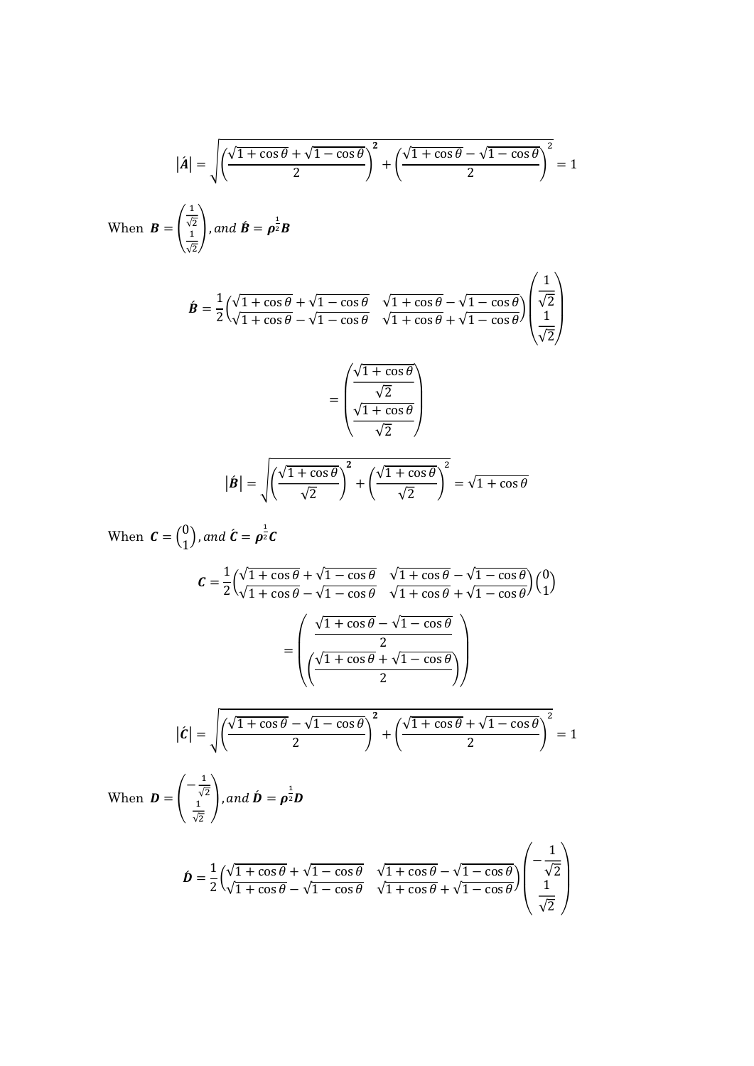$$|\acute{\boldsymbol{A}}| = \sqrt{\left(\frac{\sqrt{1+\cos\theta}+\sqrt{1-\cos\theta}}{2}\right)^{\mathbf{2}} + \left(\frac{\sqrt{1+\cos\theta}-\sqrt{1-\cos\theta}}{2}\right)^{2}} = 1$$

When $\boldsymbol{B} = \begin{pmatrix} \frac{1}{\sqrt{2}} \\ \frac{1}{\sqrt{2}} \end{pmatrix}$, *and* $\acute{\boldsymbol{B}} = \boldsymbol{\rho}^{\frac{1}{2}}\boldsymbol{B}$

$$\acute{\boldsymbol{B}} = \frac{1}{2}\begin{pmatrix} \sqrt{1+\cos\theta}+\sqrt{1-\cos\theta} & \sqrt{1+\cos\theta}-\sqrt{1-\cos\theta} \\ \sqrt{1+\cos\theta}-\sqrt{1-\cos\theta} & \sqrt{1+\cos\theta}+\sqrt{1-\cos\theta} \end{pmatrix}\begin{pmatrix} \frac{1}{\sqrt{2}} \\ \frac{1}{\sqrt{2}} \end{pmatrix}$$

$$= \begin{pmatrix} \frac{\sqrt{1+\cos\theta}}{\sqrt{2}} \\ \frac{\sqrt{1+\cos\theta}}{\sqrt{2}} \end{pmatrix}$$

$$|\acute{\boldsymbol{B}}| = \sqrt{\left(\frac{\sqrt{1+\cos\theta}}{\sqrt{2}}\right)^{\mathbf{2}} + \left(\frac{\sqrt{1+\cos\theta}}{\sqrt{2}}\right)^{2}} = \sqrt{1+\cos\theta}$$

When $\boldsymbol{C} = \begin{pmatrix} 0 \\ 1 \end{pmatrix}$, *and* $\acute{\boldsymbol{C}} = \boldsymbol{\rho}^{\frac{1}{2}}\boldsymbol{C}$

$$\boldsymbol{C} = \frac{1}{2}\begin{pmatrix} \sqrt{1+\cos\theta}+\sqrt{1-\cos\theta} & \sqrt{1+\cos\theta}-\sqrt{1-\cos\theta} \\ \sqrt{1+\cos\theta}-\sqrt{1-\cos\theta} & \sqrt{1+\cos\theta}+\sqrt{1-\cos\theta} \end{pmatrix}\begin{pmatrix} 0 \\ 1 \end{pmatrix}$$

$$= \begin{pmatrix} \frac{\sqrt{1+\cos\theta}-\sqrt{1-\cos\theta}}{2} \\ \left(\frac{\sqrt{1+\cos\theta}+\sqrt{1-\cos\theta}}{2}\right) \end{pmatrix}$$

$$|\acute{\boldsymbol{C}}| = \sqrt{\left(\frac{\sqrt{1+\cos\theta}-\sqrt{1-\cos\theta}}{2}\right)^{\mathbf{2}} + \left(\frac{\sqrt{1+\cos\theta}+\sqrt{1-\cos\theta}}{2}\right)^{2}} = 1$$

When $\boldsymbol{D} = \begin{pmatrix} -\frac{1}{\sqrt{2}} \\ \frac{1}{\sqrt{2}} \end{pmatrix}$, *and* $\acute{\boldsymbol{D}} = \boldsymbol{\rho}^{\frac{1}{2}}\boldsymbol{D}$

$$\acute{\boldsymbol{D}} = \frac{1}{2}\begin{pmatrix} \sqrt{1+\cos\theta}+\sqrt{1-\cos\theta} & \sqrt{1+\cos\theta}-\sqrt{1-\cos\theta} \\ \sqrt{1+\cos\theta}-\sqrt{1-\cos\theta} & \sqrt{1+\cos\theta}+\sqrt{1-\cos\theta} \end{pmatrix}\begin{pmatrix} -\frac{1}{\sqrt{2}} \\ \frac{1}{\sqrt{2}} \end{pmatrix}$$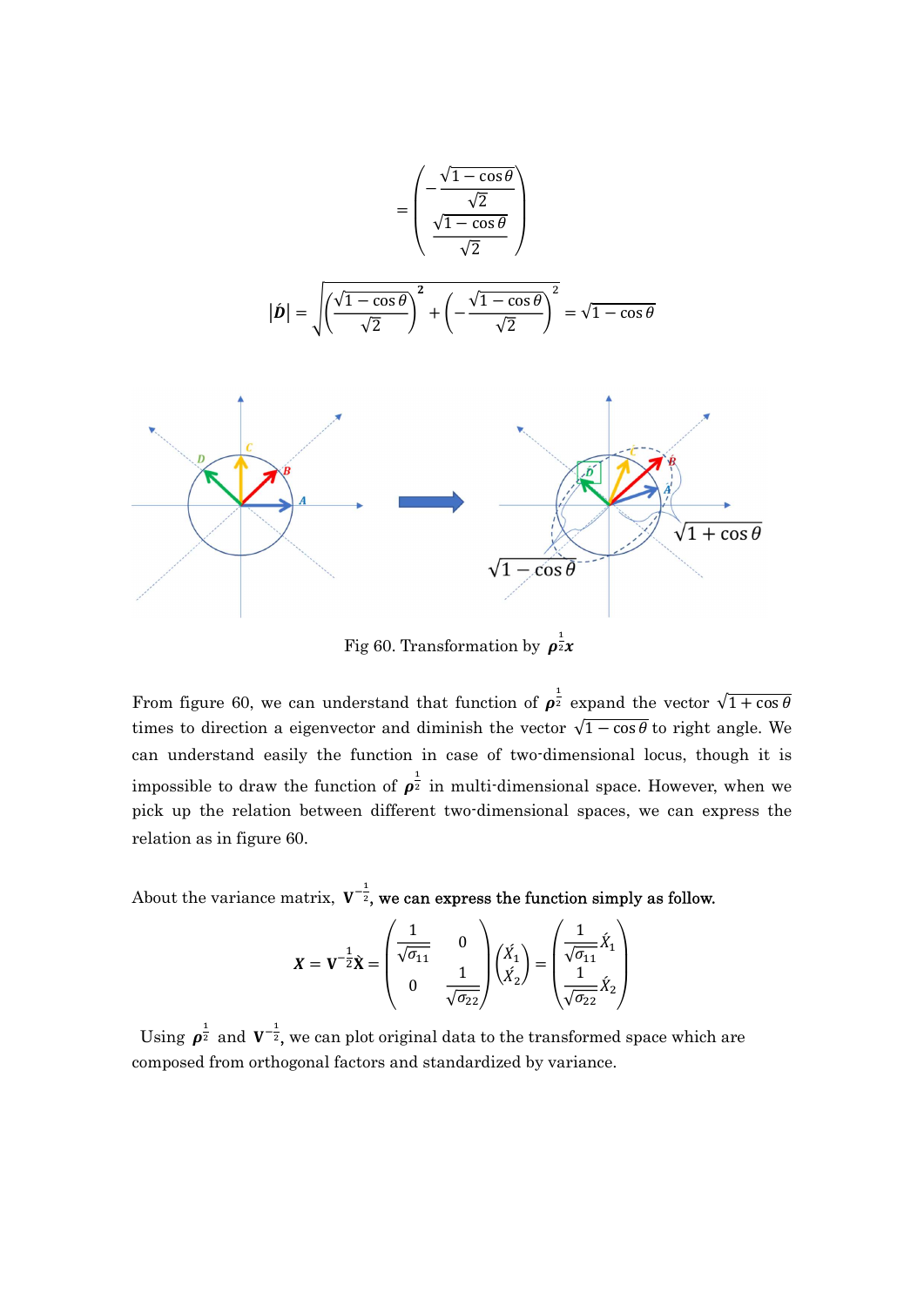$$= \begin{pmatrix} -\dfrac{\sqrt{1-\cos\theta}}{\sqrt{2}} \\ \dfrac{\sqrt{1-\cos\theta}}{\sqrt{2}} \end{pmatrix}$$

$$|\acute{\boldsymbol{D}}| = \sqrt{\left(\frac{\sqrt{1-\cos\theta}}{\sqrt{2}}\right)^2 + \left(-\frac{\sqrt{1-\cos\theta}}{\sqrt{2}}\right)^2} = \sqrt{1-\cos\theta}$$

D
C
B
A
$\acute{D}$
$\acute{C}$
$\acute{B}$
$\acute{A}$
$\sqrt{1+\cos\theta}$
$\sqrt{1-\cos\theta}$

Fig 60. Transformation by $\boldsymbol{\rho}^{\frac{1}{2}}\boldsymbol{x}$

From figure 60, we can understand that function of $\boldsymbol{\rho}^{\frac{1}{2}}$ expand the vector $\sqrt{1+\cos\theta}$ times to direction a eigenvector and diminish the vector $\sqrt{1-\cos\theta}$ to right angle. We can understand easily the function in case of two-dimensional locus, though it is impossible to draw the function of $\boldsymbol{\rho}^{\frac{1}{2}}$ in multi-dimensional space. However, when we pick up the relation between different two-dimensional spaces, we can express the relation as in figure 60.

About the variance matrix, $\mathbf{V}^{-\frac{1}{2}}$, **we can express the function simply as follow.**

$$\boldsymbol{X} = \mathbf{V}^{-\frac{1}{2}}\acute{\mathbf{X}} = \begin{pmatrix} \dfrac{1}{\sqrt{\sigma_{11}}} & 0 \\ 0 & \dfrac{1}{\sqrt{\sigma_{22}}} \end{pmatrix} \begin{pmatrix} \acute{X}_1 \\ \acute{X}_2 \end{pmatrix} = \begin{pmatrix} \dfrac{1}{\sqrt{\sigma_{11}}}\acute{X}_1 \\ \dfrac{1}{\sqrt{\sigma_{22}}}\acute{X}_2 \end{pmatrix}$$

Using $\boldsymbol{\rho}^{\frac{1}{2}}$ and $\mathbf{V}^{-\frac{1}{2}}$, we can plot original data to the transformed space which are composed from orthogonal factors and standardized by variance.